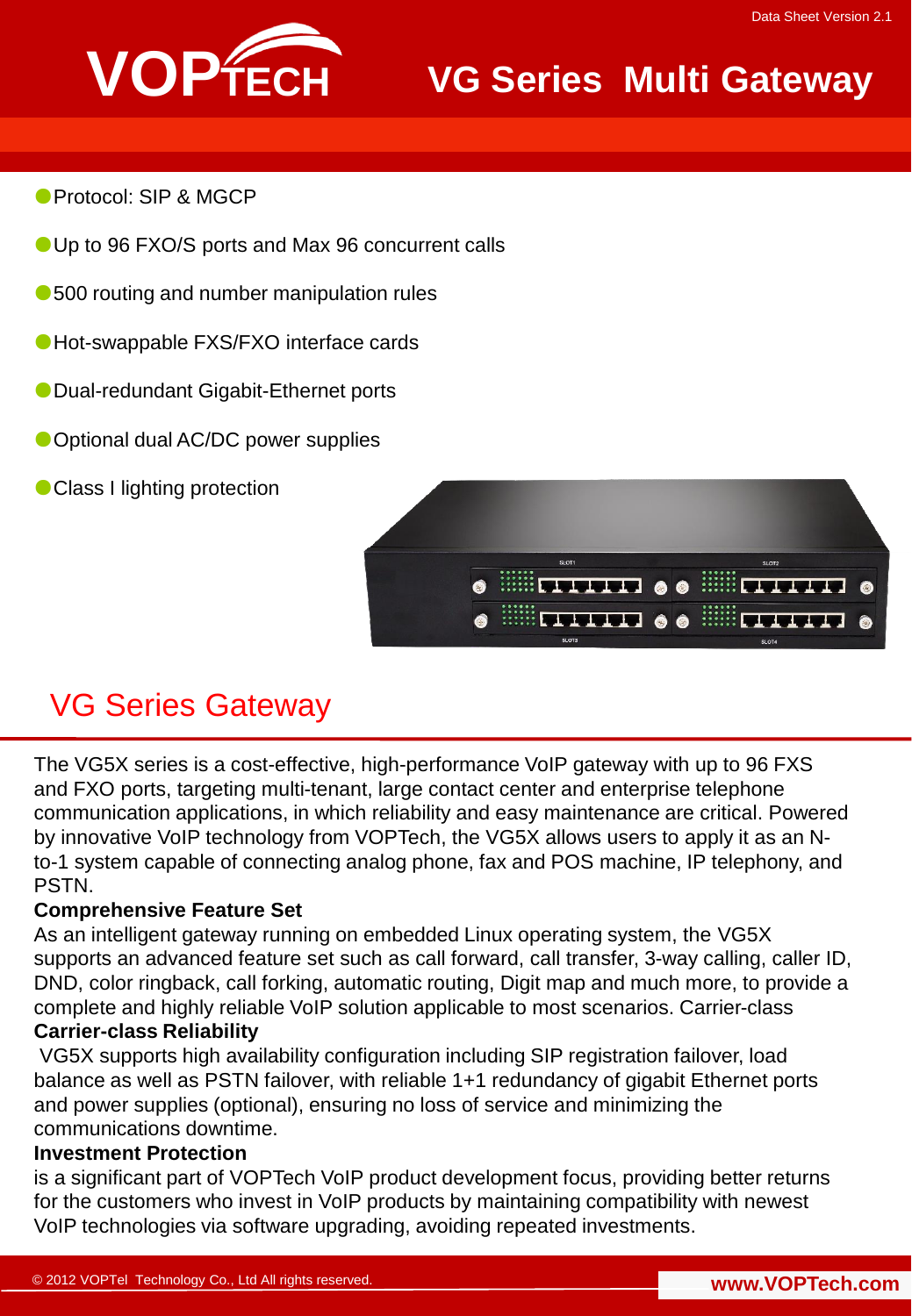# VG Series Multi Gateway

- Protocol: SIP & MGCP
- Up to 96 FXO/S ports and Max 96 concurrent calls
- 500 routing and number manipulation rules
- Hot-swappable FXS/FXO interface cards
- Dual-redundant Gigabit-Ethernet ports
- Optional dual AC/DC power supplies
- Class I lighting protection

## VG Series Gateway

The VG5X series is a cost-effective, high-performance VoIP gateway with up to 96 FXS and FXO ports, targeting multi-tenant, large contact center and enterprise telephone communication applications, in which reliability and easy maintenance are critical. Powered by innovative VoIP technology from VOPTech, the VG5X allows users to apply it as an N-to-1 system capable of connecting analog phone, fax and POS machine, IP telephony, and PSTN.

**Comprehensive Feature Set**

As an intelligent gateway running on embedded Linux operating system, the VG5X supports an advanced feature set such as call forward, call transfer, 3-way calling, caller ID, DND, color ringback, call forking, automatic routing, Digit map and much more, to provide a complete and highly reliable VoIP solution applicable to most scenarios. Carrier-class

**Carrier-class Reliability**

VG5X supports high availability configuration including SIP registration failover, load balance as well as PSTN failover, with reliable 1+1 redundancy of gigabit Ethernet ports and power supplies (optional), ensuring no loss of service and minimizing the communications downtime.

**Investment Protection**

is a significant part of VOPTech VoIP product development focus, providing better returns for the customers who invest in VoIP products by maintaining compatibility with newest VoIP technologies via software upgrading, avoiding repeated investments.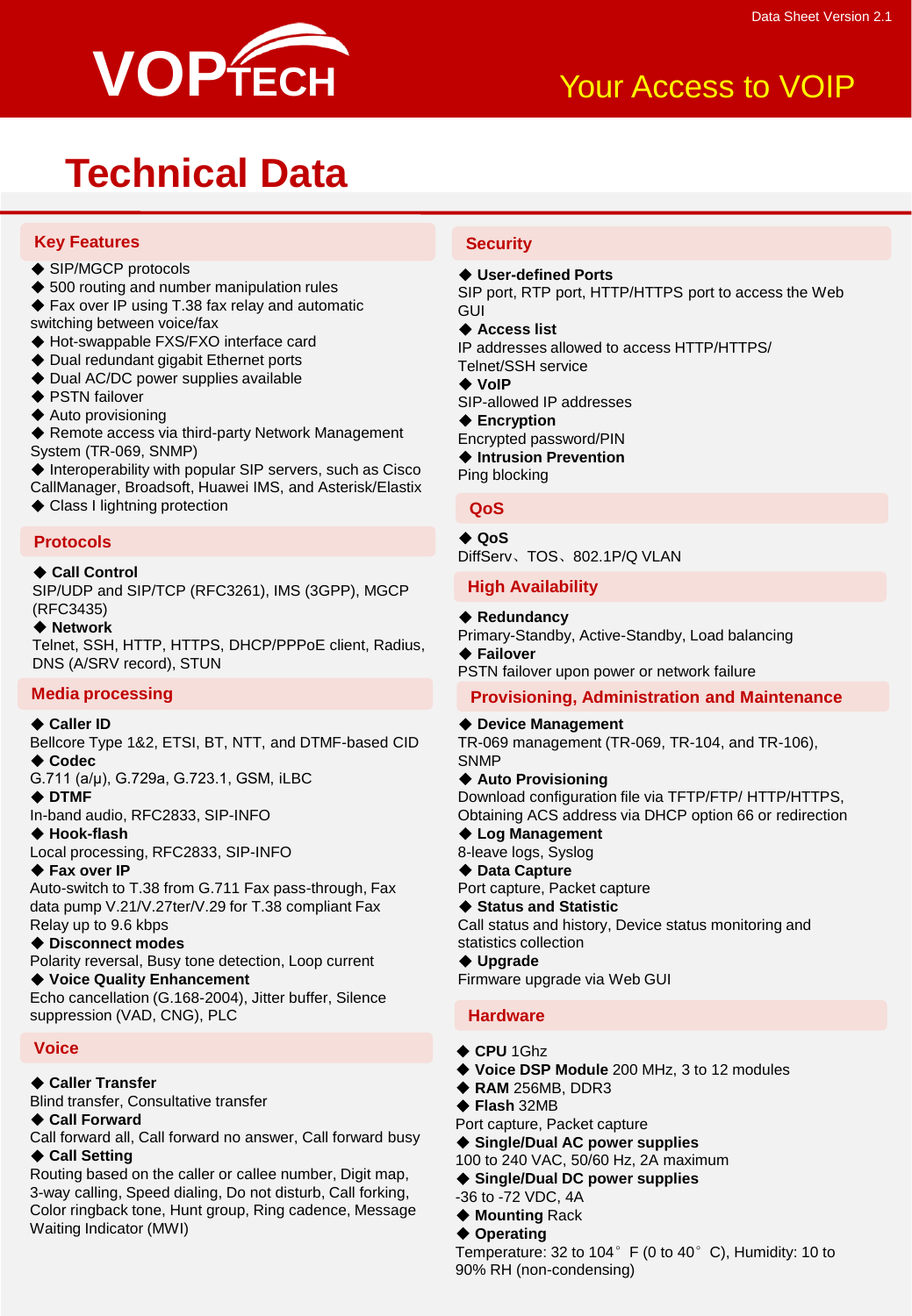# Technical Data

## Key Features

- ◆ SIP/MGCP protocols
- ◆ 500 routing and number manipulation rules
- ◆ Fax over IP using T.38 fax relay and automatic switching between voice/fax
- ◆ Hot-swappable FXS/FXO interface card
- ◆ Dual redundant gigabit Ethernet ports
- ◆ Dual AC/DC power supplies available
- ◆ PSTN failover
- ◆ Auto provisioning
- ◆ Remote access via third-party Network Management System (TR-069, SNMP)
- ◆ Interoperability with popular SIP servers, such as Cisco CallManager, Broadsoft, Huawei IMS, and Asterisk/Elastix
- ◆ Class I lightning protection

## Protocols

◆ **Call Control**
SIP/UDP and SIP/TCP (RFC3261), IMS (3GPP), MGCP (RFC3435)

◆ **Network**
Telnet, SSH, HTTP, HTTPS, DHCP/PPPoE client, Radius, DNS (A/SRV record), STUN

## Media processing

◆ **Caller ID**
Bellcore Type 1&2, ETSI, BT, NTT, and DTMF-based CID

◆ **Codec**
G.711 (a/μ), G.729a, G.723.1, GSM, iLBC

◆ **DTMF**
In-band audio, RFC2833, SIP-INFO

◆ **Hook-flash**
Local processing, RFC2833, SIP-INFO

◆ **Fax over IP**
Auto-switch to T.38 from G.711 Fax pass-through, Fax data pump V.21/V.27ter/V.29 for T.38 compliant Fax Relay up to 9.6 kbps

◆ **Disconnect modes**
Polarity reversal, Busy tone detection, Loop current

◆ **Voice Quality Enhancement**
Echo cancellation (G.168-2004), Jitter buffer, Silence suppression (VAD, CNG), PLC

## Voice

◆ **Caller Transfer**
Blind transfer, Consultative transfer

◆ **Call Forward**
Call forward all, Call forward no answer, Call forward busy

◆ **Call Setting**
Routing based on the caller or callee number, Digit map, 3-way calling, Speed dialing, Do not disturb, Call forking, Color ringback tone, Hunt group, Ring cadence, Message Waiting Indicator (MWI)

## Security

◆ **User-defined Ports**
SIP port, RTP port, HTTP/HTTPS port to access the Web GUI

◆ **Access list**
IP addresses allowed to access HTTP/HTTPS/ Telnet/SSH service

◆ **VoIP**
SIP-allowed IP addresses

◆ **Encryption**
Encrypted password/PIN

◆ **Intrusion Prevention**
Ping blocking

## QoS

◆ **QoS**
DiffServ、TOS、802.1P/Q VLAN

## High Availability

◆ **Redundancy**
Primary-Standby, Active-Standby, Load balancing

◆ **Failover**
PSTN failover upon power or network failure

## Provisioning, Administration and Maintenance

◆ **Device Management**
TR-069 management (TR-069, TR-104, and TR-106), SNMP

◆ **Auto Provisioning**
Download configuration file via TFTP/FTP/ HTTP/HTTPS, Obtaining ACS address via DHCP option 66 or redirection

◆ **Log Management**
8-leave logs, Syslog

◆ **Data Capture**
Port capture, Packet capture

◆ **Status and Statistic**
Call status and history, Device status monitoring and statistics collection

◆ **Upgrade**
Firmware upgrade via Web GUI

## Hardware

◆ **CPU** 1Ghz
◆ **Voice DSP Module** 200 MHz, 3 to 12 modules
◆ **RAM** 256MB, DDR3
◆ **Flash** 32MB
Port capture, Packet capture

◆ **Single/Dual AC power supplies**
100 to 240 VAC, 50/60 Hz, 2A maximum

◆ **Single/Dual DC power supplies**
-36 to -72 VDC, 4A

◆ **Mounting** Rack

◆ **Operating**
Temperature: 32 to 104° F (0 to 40° C), Humidity: 10 to 90% RH (non-condensing)